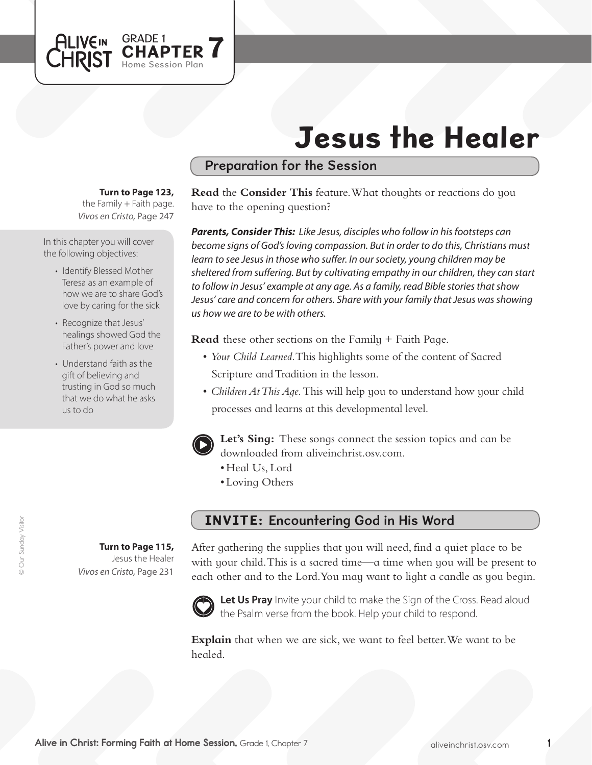GRADE 1 **CHAPTER 7**
Home Session Plan

# Jesus the Healer

## Preparation for the Session

**Turn to Page 123,**
the Family + Faith page.
*Vivos en Cristo,* Page 247

In this chapter you will cover the following objectives:

- Identify Blessed Mother Teresa as an example of how we are to share God's love by caring for the sick
- Recognize that Jesus' healings showed God the Father's power and love
- Understand faith as the gift of believing and trusting in God so much that we do what he asks us to do

**Read** the **Consider This** feature. What thoughts or reactions do you have to the opening question?

***Parents, Consider This:*** *Like Jesus, disciples who follow in his footsteps can become signs of God's loving compassion. But in order to do this, Christians must learn to see Jesus in those who suffer. In our society, young children may be sheltered from suffering. But by cultivating empathy in our children, they can start to follow in Jesus' example at any age. As a family, read Bible stories that show Jesus' care and concern for others. Share with your family that Jesus was showing us how we are to be with others.*

**Read** these other sections on the Family + Faith Page.

- *Your Child Learned.* This highlights some of the content of Sacred Scripture and Tradition in the lesson.
- *Children At This Age.* This will help you to understand how your child processes and learns at this developmental level.

**Let's Sing:** These songs connect the session topics and can be downloaded from aliveinchrist.osv.com.

- Heal Us, Lord
- Loving Others

## INVITE: Encountering God in His Word

**Turn to Page 115,**
Jesus the Healer
*Vivos en Cristo,* Page 231

After gathering the supplies that you will need, find a quiet place to be with your child. This is a sacred time—a time when you will be present to each other and to the Lord. You may want to light a candle as you begin.

**Let Us Pray** Invite your child to make the Sign of the Cross. Read aloud the Psalm verse from the book. Help your child to respond.

**Explain** that when we are sick, we want to feel better. We want to be healed.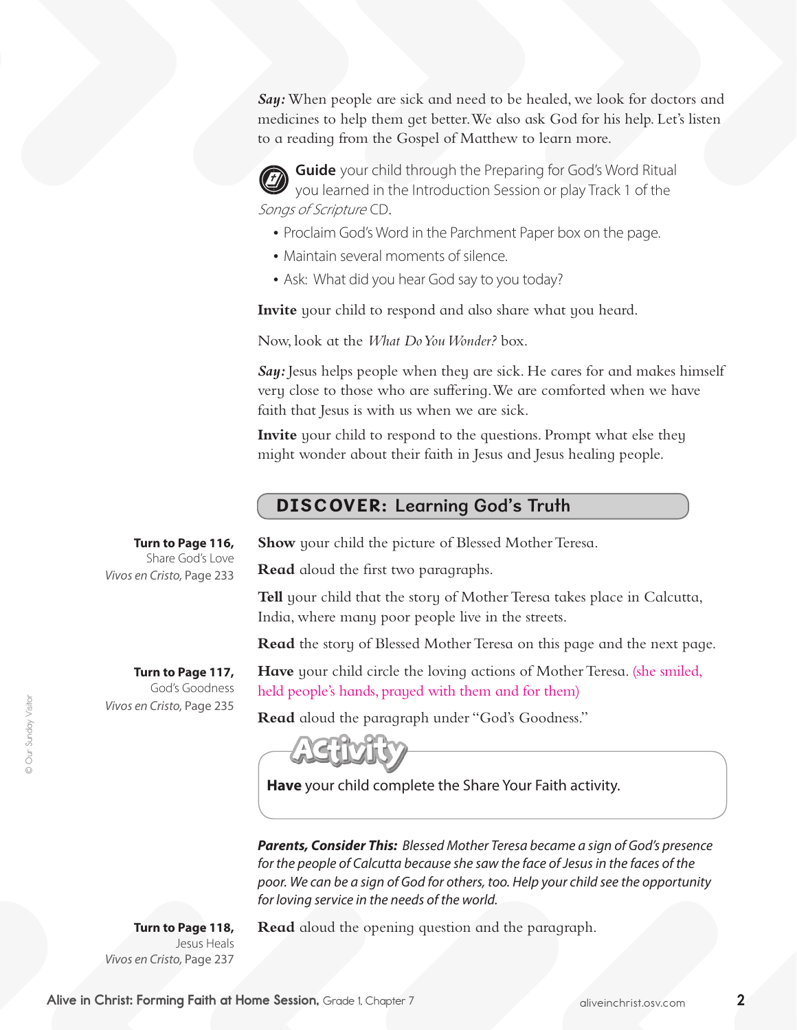***Say:*** When people are sick and need to be healed, we look for doctors and medicines to help them get better. We also ask God for his help. Let's listen to a reading from the Gospel of Matthew to learn more.

**Guide** your child through the Preparing for God's Word Ritual you learned in the Introduction Session or play Track 1 of the *Songs of Scripture* CD.

- Proclaim God's Word in the Parchment Paper box on the page.
- Maintain several moments of silence.
- Ask: What did you hear God say to you today?

**Invite** your child to respond and also share what you heard.

Now, look at the *What Do You Wonder?* box.

***Say:*** Jesus helps people when they are sick. He cares for and makes himself very close to those who are suffering. We are comforted when we have faith that Jesus is with us when we are sick.

**Invite** your child to respond to the questions. Prompt what else they might wonder about their faith in Jesus and Jesus healing people.

## DISCOVER: Learning God's Truth

**Turn to Page 116,**
Share God's Love
*Vivos en Cristo*, Page 233

**Show** your child the picture of Blessed Mother Teresa.

**Read** aloud the first two paragraphs.

**Tell** your child that the story of Mother Teresa takes place in Calcutta, India, where many poor people live in the streets.

**Read** the story of Blessed Mother Teresa on this page and the next page.

**Turn to Page 117,**
God's Goodness
*Vivos en Cristo*, Page 235

**Have** your child circle the loving actions of Mother Teresa. (she smiled, held people's hands, prayed with them and for them)

**Read** aloud the paragraph under "God's Goodness."

### Activity

**Have** your child complete the Share Your Faith activity.

***Parents, Consider This:*** *Blessed Mother Teresa became a sign of God's presence for the people of Calcutta because she saw the face of Jesus in the faces of the poor. We can be a sign of God for others, too. Help your child see the opportunity for loving service in the needs of the world.*

**Turn to Page 118,**
Jesus Heals
*Vivos en Cristo*, Page 237

**Read** aloud the opening question and the paragraph.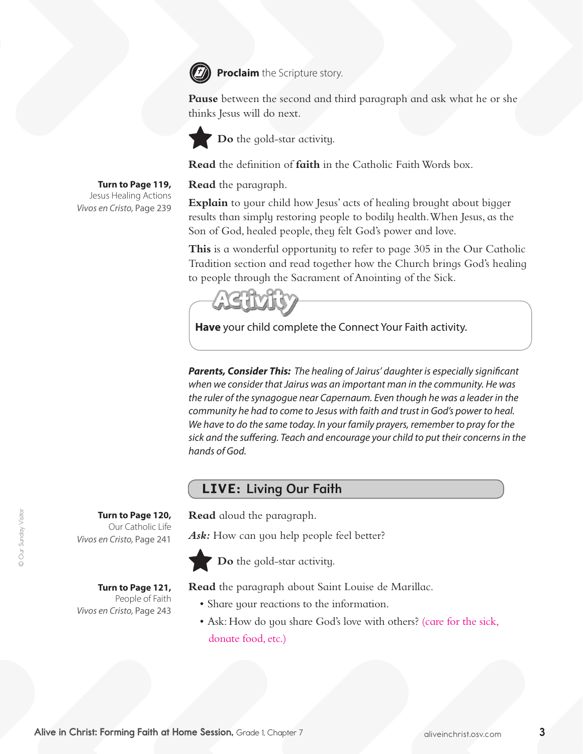**Proclaim** the Scripture story.

**Pause** between the second and third paragraph and ask what he or she thinks Jesus will do next.

**Do** the gold-star activity.

**Read** the definition of **faith** in the Catholic Faith Words box.

**Turn to Page 119,**
Jesus Healing Actions
*Vivos en Cristo*, Page 239

**Read** the paragraph.

**Explain** to your child how Jesus' acts of healing brought about bigger results than simply restoring people to bodily health. When Jesus, as the Son of God, healed people, they felt God's power and love.

**This** is a wonderful opportunity to refer to page 305 in the Our Catholic Tradition section and read together how the Church brings God's healing to people through the Sacrament of Anointing of the Sick.

**Activity**

**Have** your child complete the Connect Your Faith activity.

***Parents, Consider This:*** *The healing of Jairus' daughter is especially significant when we consider that Jairus was an important man in the community. He was the ruler of the synagogue near Capernaum. Even though he was a leader in the community he had to come to Jesus with faith and trust in God's power to heal. We have to do the same today. In your family prayers, remember to pray for the sick and the suffering. Teach and encourage your child to put their concerns in the hands of God.*

## LIVE: Living Our Faith

**Turn to Page 120,**
Our Catholic Life
*Vivos en Cristo*, Page 241

**Read** aloud the paragraph.

***Ask:*** How can you help people feel better?

**Do** the gold-star activity.

**Turn to Page 121,**
People of Faith
*Vivos en Cristo*, Page 243

**Read** the paragraph about Saint Louise de Marillac.

- Share your reactions to the information.
- Ask: How do you share God's love with others? (care for the sick, donate food, etc.)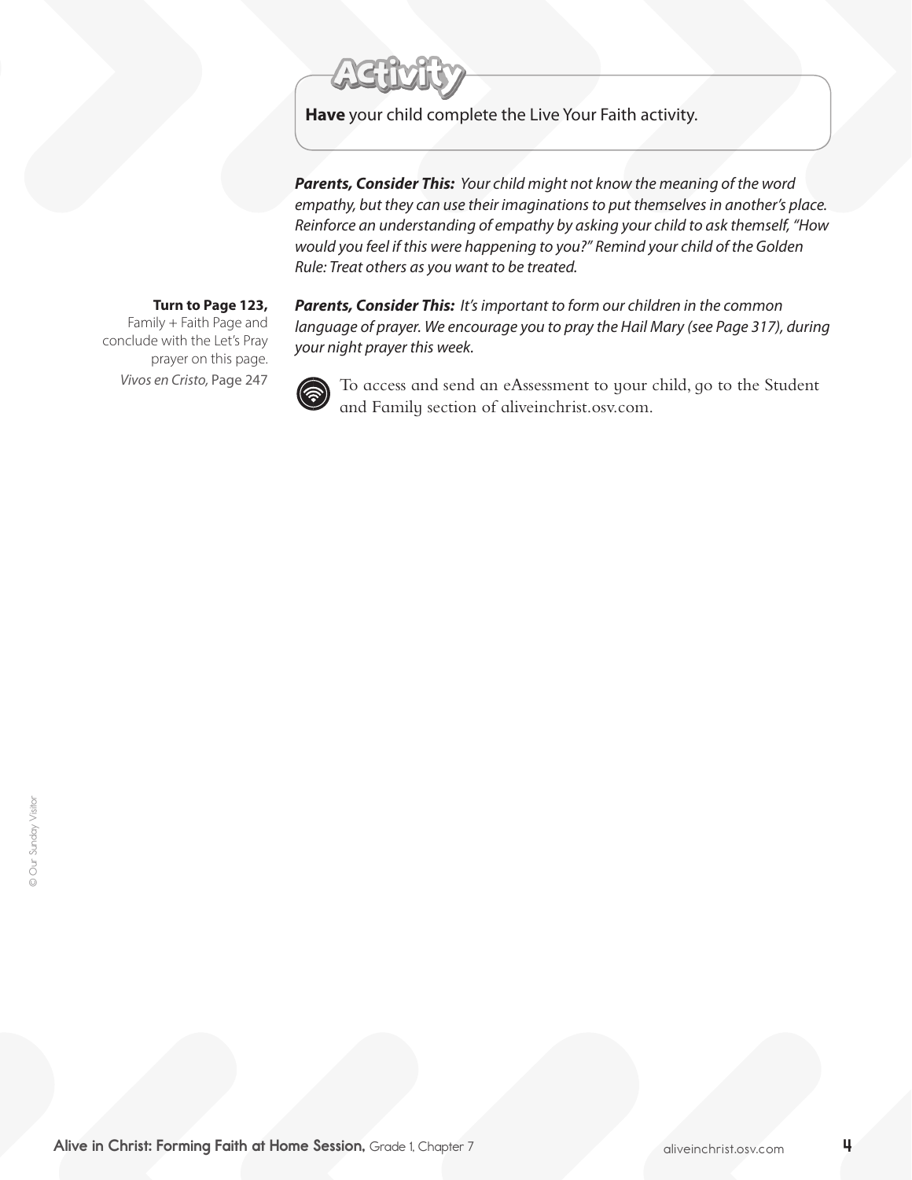## Activity

**Have** your child complete the Live Your Faith activity.

***Parents, Consider This:*** *Your child might not know the meaning of the word empathy, but they can use their imaginations to put themselves in another's place. Reinforce an understanding of empathy by asking your child to ask themself, "How would you feel if this were happening to you?" Remind your child of the Golden Rule: Treat others as you want to be treated.*

**Turn to Page 123,** Family + Faith Page and conclude with the Let's Pray prayer on this page.
*Vivos en Cristo*, Page 247

***Parents, Consider This:*** *It's important to form our children in the common language of prayer. We encourage you to pray the Hail Mary (see Page 317), during your night prayer this week.*

To access and send an eAssessment to your child, go to the Student and Family section of aliveinchrist.osv.com.